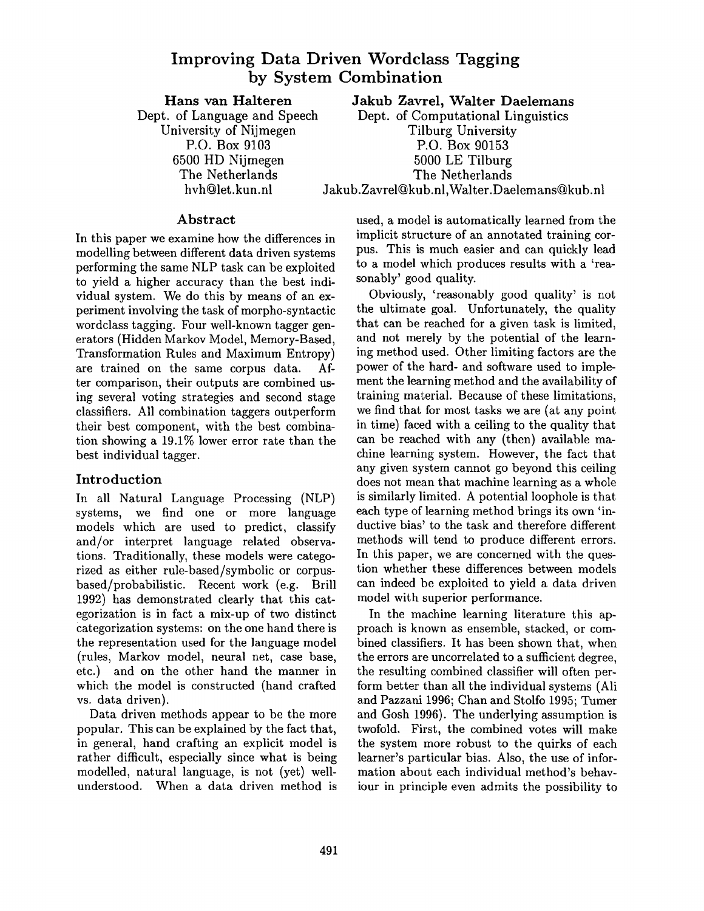// Improving Data Driven Wordclass Tagging by System Combination

# Improving Data Driven Wordclass Tagging by System Combination

**Hans van Halteren**
Dept. of Language and Speech
University of Nijmegen
P.O. Box 9103
6500 HD Nijmegen
The Netherlands
hvh@let.kun.nl

**Jakub Zavrel, Walter Daelemans**
Dept. of Computational Linguistics
Tilburg University
P.O. Box 90153
5000 LE Tilburg
The Netherlands
Jakub.Zavrel@kub.nl,Walter.Daelemans@kub.nl

## Abstract

In this paper we examine how the differences in modelling between different data driven systems performing the same NLP task can be exploited to yield a higher accuracy than the best individual system. We do this by means of an experiment involving the task of morpho-syntactic wordclass tagging. Four well-known tagger generators (Hidden Markov Model, Memory-Based, Transformation Rules and Maximum Entropy) are trained on the same corpus data. After comparison, their outputs are combined using several voting strategies and second stage classifiers. All combination taggers outperform their best component, with the best combination showing a 19.1% lower error rate than the best individual tagger.

## Introduction

In all Natural Language Processing (NLP) systems, we find one or more language models which are used to predict, classify and/or interpret language related observations. Traditionally, these models were categorized as either rule-based/symbolic or corpus-based/probabilistic. Recent work (e.g. Brill 1992) has demonstrated clearly that this categorization is in fact a mix-up of two distinct categorization systems: on the one hand there is the representation used for the language model (rules, Markov model, neural net, case base, etc.) and on the other hand the manner in which the model is constructed (hand crafted vs. data driven).

Data driven methods appear to be the more popular. This can be explained by the fact that, in general, hand crafting an explicit model is rather difficult, especially since what is being modelled, natural language, is not (yet) well-understood. When a data driven method is used, a model is automatically learned from the implicit structure of an annotated training corpus. This is much easier and can quickly lead to a model which produces results with a 'reasonably' good quality.

Obviously, 'reasonably good quality' is not the ultimate goal. Unfortunately, the quality that can be reached for a given task is limited, and not merely by the potential of the learning method used. Other limiting factors are the power of the hard- and software used to implement the learning method and the availability of training material. Because of these limitations, we find that for most tasks we are (at any point in time) faced with a ceiling to the quality that can be reached with any (then) available machine learning system. However, the fact that any given system cannot go beyond this ceiling does not mean that machine learning as a whole is similarly limited. A potential loophole is that each type of learning method brings its own 'inductive bias' to the task and therefore different methods will tend to produce different errors. In this paper, we are concerned with the question whether these differences between models can indeed be exploited to yield a data driven model with superior performance.

In the machine learning literature this approach is known as ensemble, stacked, or combined classifiers. It has been shown that, when the errors are uncorrelated to a sufficient degree, the resulting combined classifier will often perform better than all the individual systems (Ali and Pazzani 1996; Chan and Stolfo 1995; Tumer and Gosh 1996). The underlying assumption is twofold. First, the combined votes will make the system more robust to the quirks of each learner's particular bias. Also, the use of information about each individual method's behaviour in principle even admits the possibility to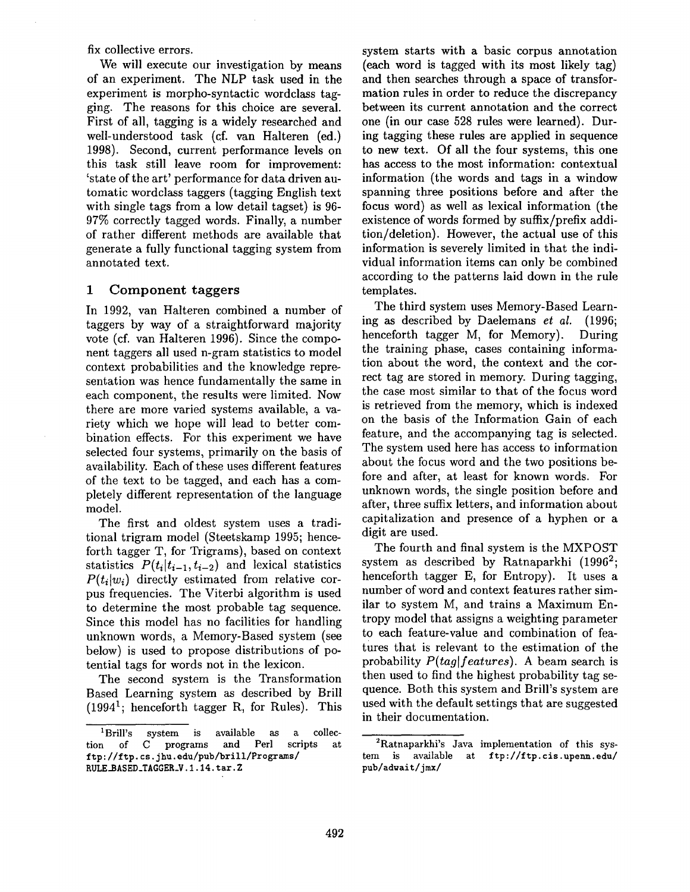fix collective errors.

We will execute our investigation by means of an experiment. The NLP task used in the experiment is morpho-syntactic wordclass tagging. The reasons for this choice are several. First of all, tagging is a widely researched and well-understood task (cf. van Halteren (ed.) 1998). Second, current performance levels on this task still leave room for improvement: 'state of the art' performance for data driven automatic wordclass taggers (tagging English text with single tags from a low detail tagset) is 96-97% correctly tagged words. Finally, a number of rather different methods are available that generate a fully functional tagging system from annotated text.

## 1 Component taggers

In 1992, van Halteren combined a number of taggers by way of a straightforward majority vote (cf. van Halteren 1996). Since the component taggers all used n-gram statistics to model context probabilities and the knowledge representation was hence fundamentally the same in each component, the results were limited. Now there are more varied systems available, a variety which we hope will lead to better combination effects. For this experiment we have selected four systems, primarily on the basis of availability. Each of these uses different features of the text to be tagged, and each has a completely different representation of the language model.

The first and oldest system uses a traditional trigram model (Steetskamp 1995; henceforth tagger T, for Trigrams), based on context statistics $P(t_i|t_{i-1}, t_{i-2})$ and lexical statistics $P(t_i|w_i)$ directly estimated from relative corpus frequencies. The Viterbi algorithm is used to determine the most probable tag sequence. Since this model has no facilities for handling unknown words, a Memory-Based system (see below) is used to propose distributions of potential tags for words not in the lexicon.

The second system is the Transformation Based Learning system as described by Brill (1994[1]; henceforth tagger R, for Rules). This system starts with a basic corpus annotation (each word is tagged with its most likely tag) and then searches through a space of transformation rules in order to reduce the discrepancy between its current annotation and the correct one (in our case 528 rules were learned). During tagging these rules are applied in sequence to new text. Of all the four systems, this one has access to the most information: contextual information (the words and tags in a window spanning three positions before and after the focus word) as well as lexical information (the existence of words formed by suffix/prefix addition/deletion). However, the actual use of this information is severely limited in that the individual information items can only be combined according to the patterns laid down in the rule templates.

The third system uses Memory-Based Learning as described by Daelemans *et al.* (1996; henceforth tagger M, for Memory). During the training phase, cases containing information about the word, the context and the correct tag are stored in memory. During tagging, the case most similar to that of the focus word is retrieved from the memory, which is indexed on the basis of the Information Gain of each feature, and the accompanying tag is selected. The system used here has access to information about the focus word and the two positions before and after, at least for known words. For unknown words, the single position before and after, three suffix letters, and information about capitalization and presence of a hyphen or a digit are used.

The fourth and final system is the MXPOST system as described by Ratnaparkhi (1996[2]; henceforth tagger E, for Entropy). It uses a number of word and context features rather similar to system M, and trains a Maximum Entropy model that assigns a weighting parameter to each feature-value and combination of features that is relevant to the estimation of the probability $P(tag|features)$. A beam search is then used to find the highest probability tag sequence. Both this system and Brill's system are used with the default settings that are suggested in their documentation.

[1] Brill's system is available as a collection of C programs and Perl scripts at `ftp://ftp.cs.jhu.edu/pub/brill/Programs/RULE_BASED_TAGGER_V.1.14.tar.Z`

[2] Ratnaparkhi's Java implementation of this system is available at `ftp://ftp.cis.upenn.edu/pub/adwait/jmx/`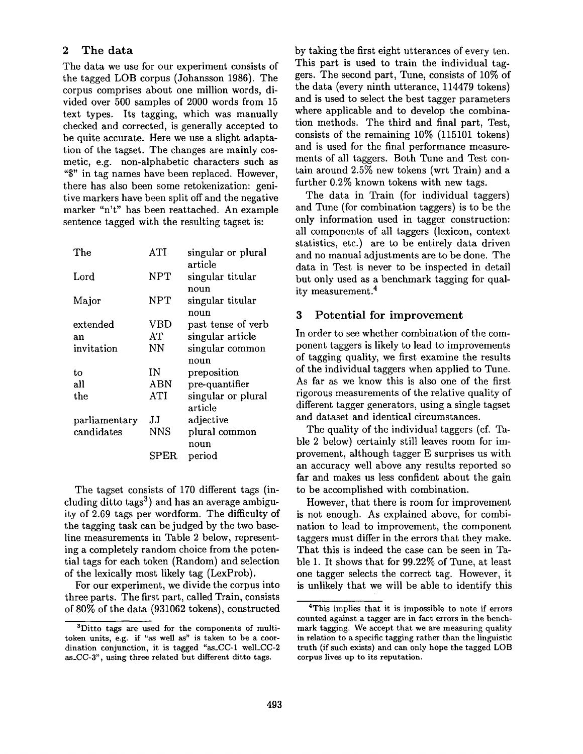## 2 The data

The data we use for our experiment consists of the tagged LOB corpus (Johansson 1986). The corpus comprises about one million words, divided over 500 samples of 2000 words from 15 text types. Its tagging, which was manually checked and corrected, is generally accepted to be quite accurate. Here we use a slight adaptation of the tagset. The changes are mainly cosmetic, e.g. non-alphabetic characters such as "$" in tag names have been replaced. However, there has also been some retokenization: genitive markers have been split off and the negative marker "n't" has been reattached. An example sentence tagged with the resulting tagset is:

| | | |
|---|---|---|
| The | ATI | singular or plural article |
| Lord | NPT | singular titular noun |
| Major | NPT | singular titular noun |
| extended | VBD | past tense of verb |
| an | AT | singular article |
| invitation | NN | singular common noun |
| to | IN | preposition |
| all | ABN | pre-quantifier |
| the | ATI | singular or plural article |
| parliamentary | JJ | adjective |
| candidates | NNS | plural common noun |
| | SPER | period |

The tagset consists of 170 different tags (including ditto tags[3]) and has an average ambiguity of 2.69 tags per wordform. The difficulty of the tagging task can be judged by the two baseline measurements in Table 2 below, representing a completely random choice from the potential tags for each token (Random) and selection of the lexically most likely tag (LexProb).

For our experiment, we divide the corpus into three parts. The first part, called Train, consists of 80% of the data (931062 tokens), constructed by taking the first eight utterances of every ten. This part is used to train the individual taggers. The second part, Tune, consists of 10% of the data (every ninth utterance, 114479 tokens) and is used to select the best tagger parameters where applicable and to develop the combination methods. The third and final part, Test, consists of the remaining 10% (115101 tokens) and is used for the final performance measurements of all taggers. Both Tune and Test contain around 2.5% new tokens (wrt Train) and a further 0.2% known tokens with new tags.

The data in Train (for individual taggers) and Tune (for combination taggers) is to be the only information used in tagger construction: all components of all taggers (lexicon, context statistics, etc.) are to be entirely data driven and no manual adjustments are to be done. The data in Test is never to be inspected in detail but only used as a benchmark tagging for quality measurement.[4]

## 3 Potential for improvement

In order to see whether combination of the component taggers is likely to lead to improvements of tagging quality, we first examine the results of the individual taggers when applied to Tune. As far as we know this is also one of the first rigorous measurements of the relative quality of different tagger generators, using a single tagset and dataset and identical circumstances.

The quality of the individual taggers (cf. Table 2 below) certainly still leaves room for improvement, although tagger E surprises us with an accuracy well above any results reported so far and makes us less confident about the gain to be accomplished with combination.

However, that there is room for improvement is not enough. As explained above, for combination to lead to improvement, the component taggers must differ in the errors that they make. That this is indeed the case can be seen in Table 1. It shows that for 99.22% of Tune, at least one tagger selects the correct tag. However, it is unlikely that we will be able to identify this

[3]Ditto tags are used for the components of multi-token units, e.g. if "as well as" is taken to be a coordination conjunction, it is tagged "as_CC-1 well_CC-2 as_CC-3", using three related but different ditto tags.

[4]This implies that it is impossible to note if errors counted against a tagger are in fact errors in the benchmark tagging. We accept that we are measuring quality in relation to a specific tagging rather than the linguistic truth (if such exists) and can only hope the tagged LOB corpus lives up to its reputation.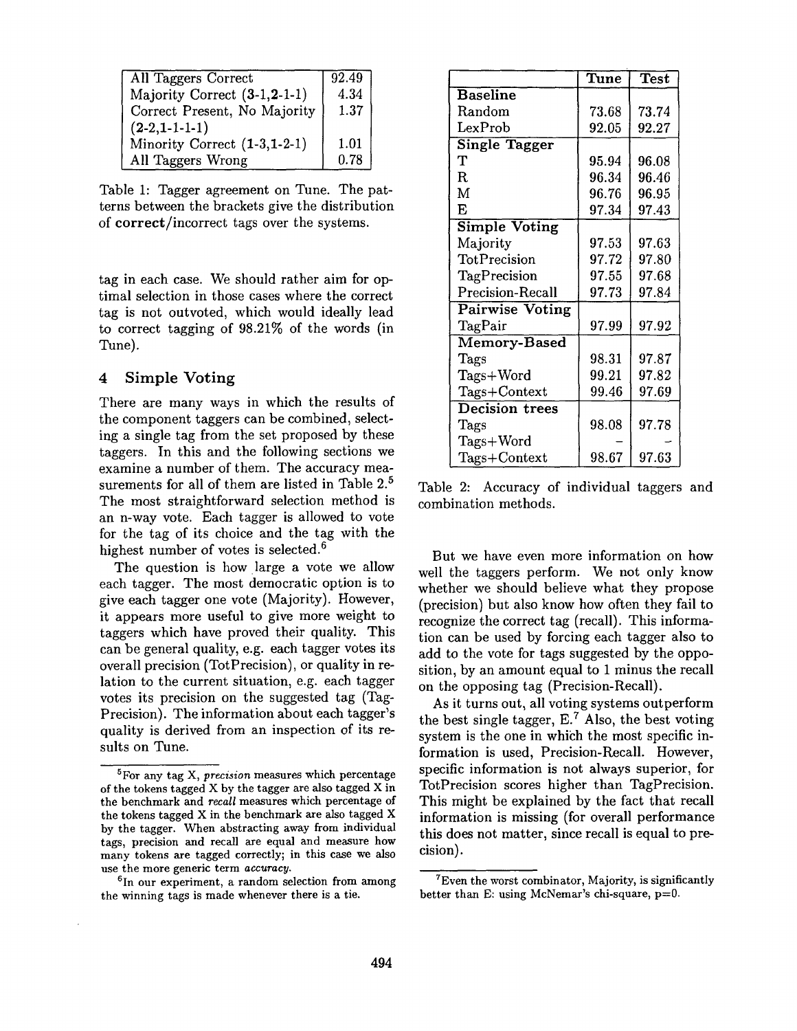| All Taggers Correct | 92.49 |
|---|---|
| Majority Correct (**3**-1,**2**-1-1) | 4.34 |
| Correct Present, No Majority (**2**-2,**1**-1-1-1) | 1.37 |
| Minority Correct (**1**-3,**1**-2-1) | 1.01 |
| All Taggers Wrong | 0.78 |

Table 1: Tagger agreement on Tune. The patterns between the brackets give the distribution of **correct**/incorrect tags over the systems.

tag in each case. We should rather aim for optimal selection in those cases where the correct tag is not outvoted, which would ideally lead to correct tagging of 98.21% of the words (in Tune).

## 4 Simple Voting

There are many ways in which the results of the component taggers can be combined, selecting a single tag from the set proposed by these taggers. In this and the following sections we examine a number of them. The accuracy measurements for all of them are listed in Table 2.[5] The most straightforward selection method is an n-way vote. Each tagger is allowed to vote for the tag of its choice and the tag with the highest number of votes is selected.[6]

The question is how large a vote we allow each tagger. The most democratic option is to give each tagger one vote (Majority). However, it appears more useful to give more weight to taggers which have proved their quality. This can be general quality, e.g. each tagger votes its overall precision (TotPrecision), or quality in relation to the current situation, e.g. each tagger votes its precision on the suggested tag (TagPrecision). The information about each tagger's quality is derived from an inspection of its results on Tune.

| | Tune | Test |
|---|---|---|
| **Baseline** | | |
| Random | 73.68 | 73.74 |
| LexProb | 92.05 | 92.27 |
| **Single Tagger** | | |
| T | 95.94 | 96.08 |
| R | 96.34 | 96.46 |
| M | 96.76 | 96.95 |
| E | 97.34 | 97.43 |
| **Simple Voting** | | |
| Majority | 97.53 | 97.63 |
| TotPrecision | 97.72 | 97.80 |
| TagPrecision | 97.55 | 97.68 |
| Precision-Recall | 97.73 | 97.84 |
| **Pairwise Voting** | | |
| TagPair | 97.99 | 97.92 |
| **Memory-Based** | | |
| Tags | 98.31 | 97.87 |
| Tags+Word | 99.21 | 97.82 |
| Tags+Context | 99.46 | 97.69 |
| **Decision trees** | | |
| Tags | 98.08 | 97.78 |
| Tags+Word | – | – |
| Tags+Context | 98.67 | 97.63 |

Table 2: Accuracy of individual taggers and combination methods.

But we have even more information on how well the taggers perform. We not only know whether we should believe what they propose (precision) but also know how often they fail to recognize the correct tag (recall). This information can be used by forcing each tagger also to add to the vote for tags suggested by the opposition, by an amount equal to 1 minus the recall on the opposing tag (Precision-Recall).

As it turns out, all voting systems outperform the best single tagger, E.[7] Also, the best voting system is the one in which the most specific information is used, Precision-Recall. However, specific information is not always superior, for TotPrecision scores higher than TagPrecision. This might be explained by the fact that recall information is missing (for overall performance this does not matter, since recall is equal to precision).

[5] For any tag X, *precision* measures which percentage of the tokens tagged X by the tagger are also tagged X in the benchmark and *recall* measures which percentage of the tokens tagged X in the benchmark are also tagged X by the tagger. When abstracting away from individual tags, precision and recall are equal and measure how many tokens are tagged correctly; in this case we also use the more generic term *accuracy*.

[6] In our experiment, a random selection from among the winning tags is made whenever there is a tie.

[7] Even the worst combinator, Majority, is significantly better than E: using McNemar's chi-square, p=0.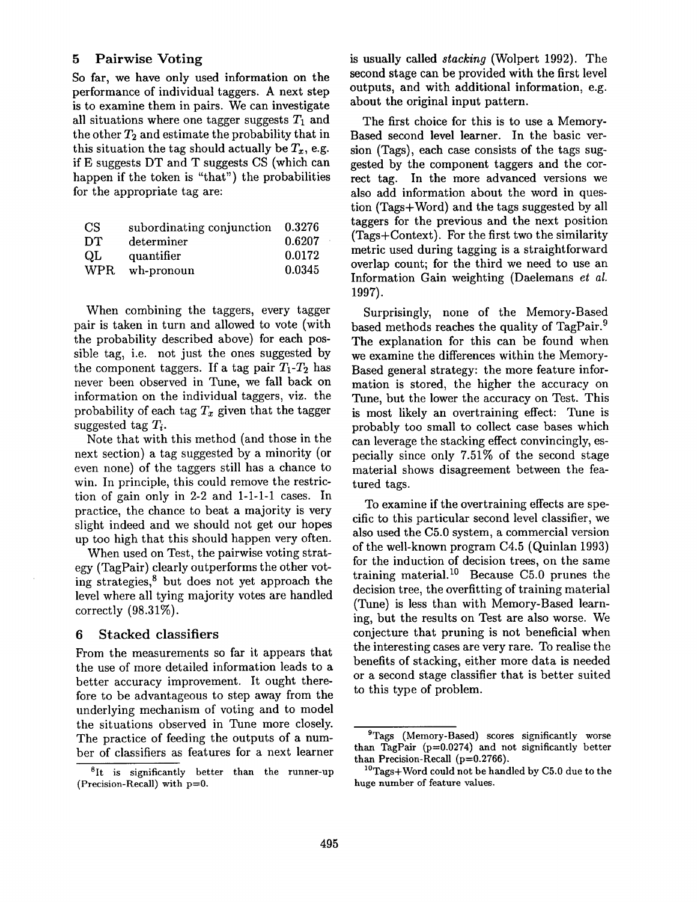## 5 Pairwise Voting

So far, we have only used information on the performance of individual taggers. A next step is to examine them in pairs. We can investigate all situations where one tagger suggests $T_1$ and the other $T_2$ and estimate the probability that in this situation the tag should actually be $T_x$, e.g. if E suggests DT and T suggests CS (which can happen if the token is "that") the probabilities for the appropriate tag are:

| | | |
|---|---|---|
| CS | subordinating conjunction | 0.3276 |
| DT | determiner | 0.6207 |
| QL | quantifier | 0.0172 |
| WPR | wh-pronoun | 0.0345 |

When combining the taggers, every tagger pair is taken in turn and allowed to vote (with the probability described above) for each possible tag, i.e. not just the ones suggested by the component taggers. If a tag pair $T_1$-$T_2$ has never been observed in Tune, we fall back on information on the individual taggers, viz. the probability of each tag $T_x$ given that the tagger suggested tag $T_i$.

Note that with this method (and those in the next section) a tag suggested by a minority (or even none) of the taggers still has a chance to win. In principle, this could remove the restriction of gain only in 2-2 and 1-1-1-1 cases. In practice, the chance to beat a majority is very slight indeed and we should not get our hopes up too high that this should happen very often.

When used on Test, the pairwise voting strategy (TagPair) clearly outperforms the other voting strategies,[8] but does not yet approach the level where all tying majority votes are handled correctly (98.31%).

## 6 Stacked classifiers

From the measurements so far it appears that the use of more detailed information leads to a better accuracy improvement. It ought therefore to be advantageous to step away from the underlying mechanism of voting and to model the situations observed in Tune more closely. The practice of feeding the outputs of a number of classifiers as features for a next learner is usually called *stacking* (Wolpert 1992). The second stage can be provided with the first level outputs, and with additional information, e.g. about the original input pattern.

The first choice for this is to use a Memory-Based second level learner. In the basic version (Tags), each case consists of the tags suggested by the component taggers and the correct tag. In the more advanced versions we also add information about the word in question (Tags+Word) and the tags suggested by all taggers for the previous and the next position (Tags+Context). For the first two the similarity metric used during tagging is a straightforward overlap count; for the third we need to use an Information Gain weighting (Daelemans *et al.* 1997).

Surprisingly, none of the Memory-Based based methods reaches the quality of TagPair.[9] The explanation for this can be found when we examine the differences within the Memory-Based general strategy: the more feature information is stored, the higher the accuracy on Tune, but the lower the accuracy on Test. This is most likely an overtraining effect: Tune is probably too small to collect case bases which can leverage the stacking effect convincingly, especially since only 7.51% of the second stage material shows disagreement between the featured tags.

To examine if the overtraining effects are specific to this particular second level classifier, we also used the C5.0 system, a commercial version of the well-known program C4.5 (Quinlan 1993) for the induction of decision trees, on the same training material.[10] Because C5.0 prunes the decision tree, the overfitting of training material (Tune) is less than with Memory-Based learning, but the results on Test are also worse. We conjecture that pruning is not beneficial when the interesting cases are very rare. To realise the benefits of stacking, either more data is needed or a second stage classifier that is better suited to this type of problem.

---

[8] It is significantly better than the runner-up (Precision-Recall) with p=0.

[9] Tags (Memory-Based) scores significantly worse than TagPair (p=0.0274) and not significantly better than Precision-Recall (p=0.2766).

[10] Tags+Word could not be handled by C5.0 due to the huge number of feature values.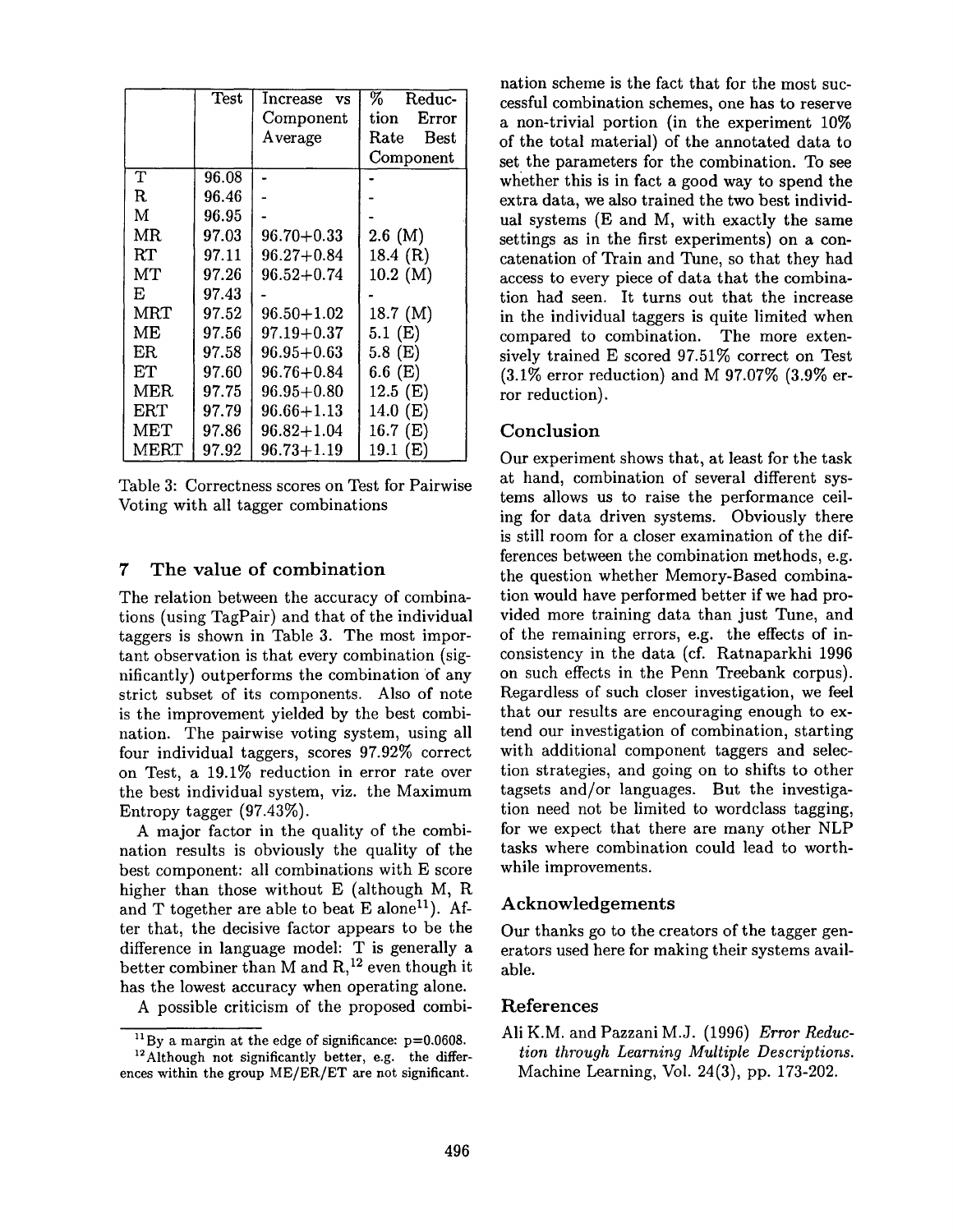| | Test | Increase vs Component Average | % Reduction Error Rate Best Component |
|---|---|---|---|
| T | 96.08 | - | - |
| R | 96.46 | - | - |
| M | 96.95 | - | - |
| MR | 97.03 | 96.70+0.33 | 2.6 (M) |
| RT | 97.11 | 96.27+0.84 | 18.4 (R) |
| MT | 97.26 | 96.52+0.74 | 10.2 (M) |
| E | 97.43 | - | - |
| MRT | 97.52 | 96.50+1.02 | 18.7 (M) |
| ME | 97.56 | 97.19+0.37 | 5.1 (E) |
| ER | 97.58 | 96.95+0.63 | 5.8 (E) |
| ET | 97.60 | 96.76+0.84 | 6.6 (E) |
| MER | 97.75 | 96.95+0.80 | 12.5 (E) |
| ERT | 97.79 | 96.66+1.13 | 14.0 (E) |
| MET | 97.86 | 96.82+1.04 | 16.7 (E) |
| MERT | 97.92 | 96.73+1.19 | 19.1 (E) |

Table 3: Correctness scores on Test for Pairwise Voting with all tagger combinations

## 7 The value of combination

The relation between the accuracy of combinations (using TagPair) and that of the individual taggers is shown in Table 3. The most important observation is that every combination (significantly) outperforms the combination of any strict subset of its components. Also of note is the improvement yielded by the best combination. The pairwise voting system, using all four individual taggers, scores 97.92% correct on Test, a 19.1% reduction in error rate over the best individual system, viz. the Maximum Entropy tagger (97.43%).

A major factor in the quality of the combination results is obviously the quality of the best component: all combinations with E score higher than those without E (although M, R and T together are able to beat E alone[11]). After that, the decisive factor appears to be the difference in language model: T is generally a better combiner than M and R,[12] even though it has the lowest accuracy when operating alone.

A possible criticism of the proposed combination scheme is the fact that for the most successful combination schemes, one has to reserve a non-trivial portion (in the experiment 10% of the total material) of the annotated data to set the parameters for the combination. To see whether this is in fact a good way to spend the extra data, we also trained the two best individual systems (E and M, with exactly the same settings as in the first experiments) on a concatenation of Train and Tune, so that they had access to every piece of data that the combination had seen. It turns out that the increase in the individual taggers is quite limited when compared to combination. The more extensively trained E scored 97.51% correct on Test (3.1% error reduction) and M 97.07% (3.9% error reduction).

[11] By a margin at the edge of significance: p=0.0608.

[12] Although not significantly better, e.g. the differences within the group ME/ER/ET are not significant.

## Conclusion

Our experiment shows that, at least for the task at hand, combination of several different systems allows us to raise the performance ceiling for data driven systems. Obviously there is still room for a closer examination of the differences between the combination methods, e.g. the question whether Memory-Based combination would have performed better if we had provided more training data than just Tune, and of the remaining errors, e.g. the effects of inconsistency in the data (cf. Ratnaparkhi 1996 on such effects in the Penn Treebank corpus). Regardless of such closer investigation, we feel that our results are encouraging enough to extend our investigation of combination, starting with additional component taggers and selection strategies, and going on to shifts to other tagsets and/or languages. But the investigation need not be limited to wordclass tagging, for we expect that there are many other NLP tasks where combination could lead to worthwhile improvements.

## Acknowledgements

Our thanks go to the creators of the tagger generators used here for making their systems available.

## References

Ali K.M. and Pazzani M.J. (1996) *Error Reduction through Learning Multiple Descriptions.* Machine Learning, Vol. 24(3), pp. 173-202.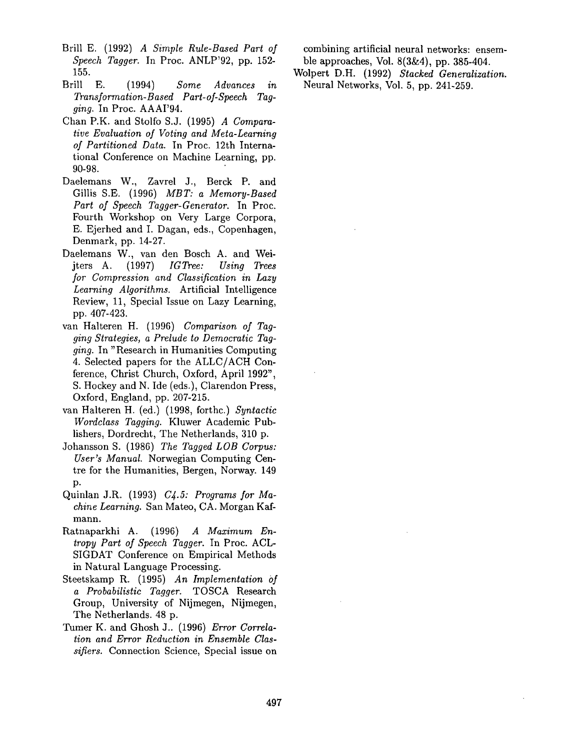Brill E. (1992) *A Simple Rule-Based Part of Speech Tagger.* In Proc. ANLP'92, pp. 152-155.

Brill E. (1994) *Some Advances in Transformation-Based Part-of-Speech Tagging.* In Proc. AAAI'94.

Chan P.K. and Stolfo S.J. (1995) *A Comparative Evaluation of Voting and Meta-Learning of Partitioned Data.* In Proc. 12th International Conference on Machine Learning, pp. 90-98.

Daelemans W., Zavrel J., Berck P. and Gillis S.E. (1996) *MBT: a Memory-Based Part of Speech Tagger-Generator.* In Proc. Fourth Workshop on Very Large Corpora, E. Ejerhed and I. Dagan, eds., Copenhagen, Denmark, pp. 14-27.

Daelemans W., van den Bosch A. and Weijters A. (1997) *IGTree: Using Trees for Compression and Classification in Lazy Learning Algorithms.* Artificial Intelligence Review, 11, Special Issue on Lazy Learning, pp. 407-423.

van Halteren H. (1996) *Comparison of Tagging Strategies, a Prelude to Democratic Tagging.* In "Research in Humanities Computing 4. Selected papers for the ALLC/ACH Conference, Christ Church, Oxford, April 1992", S. Hockey and N. Ide (eds.), Clarendon Press, Oxford, England, pp. 207-215.

van Halteren H. (ed.) (1998, forthc.) *Syntactic Wordclass Tagging.* Kluwer Academic Publishers, Dordrecht, The Netherlands, 310 p.

Johansson S. (1986) *The Tagged LOB Corpus: User's Manual.* Norwegian Computing Centre for the Humanities, Bergen, Norway. 149 p.

Quinlan J.R. (1993) *C4.5: Programs for Machine Learning.* San Mateo, CA. Morgan Kafmann.

Ratnaparkhi A. (1996) *A Maximum Entropy Part of Speech Tagger.* In Proc. ACL-SIGDAT Conference on Empirical Methods in Natural Language Processing.

Steetskamp R. (1995) *An Implementation of a Probabilistic Tagger.* TOSCA Research Group, University of Nijmegen, Nijmegen, The Netherlands. 48 p.

Tumer K. and Ghosh J.. (1996) *Error Correlation and Error Reduction in Ensemble Classifiers.* Connection Science, Special issue on combining artificial neural networks: ensemble approaches, Vol. 8(3&4), pp. 385-404.

Wolpert D.H. (1992) *Stacked Generalization.* Neural Networks, Vol. 5, pp. 241-259.